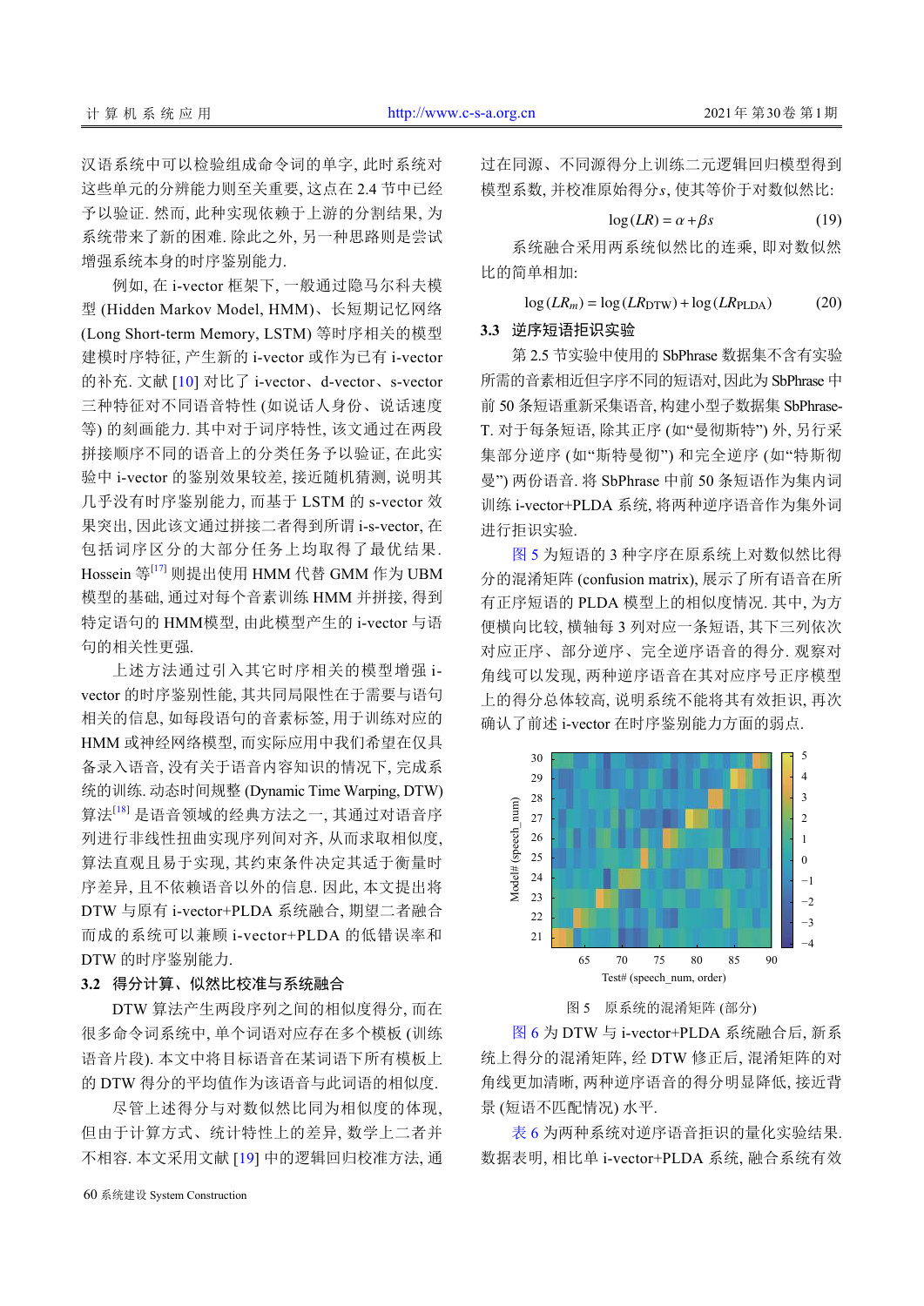汉语系统中可以检验组成命令词的单字，此时系统对这些单元的分辨能力则至关重要，这点在 2.4 节中已经予以验证. 然而，此种实现依赖于上游的分割结果，为系统带来了新的困难. 除此之外，另一种思路则是尝试增强系统本身的时序鉴别能力.

例如，在 i-vector 框架下，一般通过隐马尔科夫模型 (Hidden Markov Model, HMM)、长短期记忆网络 (Long Short-term Memory, LSTM) 等时序相关的模型建模时序特征，产生新的 i-vector 或作为已有 i-vector 的补充. 文献 [10] 对比了 i-vector、d-vector、s-vector 三种特征对不同语音特性 (如说话人身份、说话速度等) 的刻画能力. 其中对于词序特性，该文通过在两段拼接顺序不同的语音上的分类任务予以验证，在此实验中 i-vector 的鉴别效果较差，接近随机猜测，说明其几乎没有时序鉴别能力，而基于 LSTM 的 s-vector 效果突出，因此该文通过拼接二者得到所谓 i-s-vector，在包括词序区分的大部分任务上均取得了最优结果. Hossein 等[17] 则提出使用 HMM 代替 GMM 作为 UBM 模型的基础，通过对每个音素训练 HMM 并拼接，得到特定语句的 HMM模型，由此模型产生的 i-vector 与语句的相关性更强.

上述方法通过引入其它时序相关的模型增强 i-vector 的时序鉴别性能，其共同局限性在于需要与语句相关的信息，如每段语句的音素标签，用于训练对应的 HMM 或神经网络模型，而实际应用中我们希望在仅具备录入语音，没有关于语音内容知识的情况下，完成系统的训练. 动态时间规整 (Dynamic Time Warping, DTW) 算法[18] 是语音领域的经典方法之一，其通过对语音序列进行非线性扭曲实现序列间对齐，从而求取相似度，算法直观且易于实现，其约束条件决定其适于衡量时序差异，且不依赖语音以外的信息. 因此，本文提出将 DTW 与原有 i-vector+PLDA 系统融合，期望二者融合而成的系统可以兼顾 i-vector+PLDA 的低错误率和 DTW 的时序鉴别能力.

### 3.2 得分计算、似然比校准与系统融合

DTW 算法产生两段序列之间的相似度得分，而在很多命令词系统中，单个词语对应存在多个模板 (训练语音片段). 本文中将目标语音在某词语下所有模板上的 DTW 得分的平均值作为该语音与此词语的相似度.

尽管上述得分与对数似然比同为相似度的体现，但由于计算方式、统计特性上的差异，数学上二者并不相容. 本文采用文献 [19] 中的逻辑回归校准方法，通过在同源、不同源得分上训练二元逻辑回归模型得到模型系数，并校准原始得分 $s$，使其等价于对数似然比:

$$\log(LR) = \alpha + \beta s \tag{19}$$

系统融合采用两系统似然比的连乘，即对数似然比的简单相加:

$$\log(LR_m) = \log(LR_{\mathrm{DTW}}) + \log(LR_{\mathrm{PLDA}}) \tag{20}$$

### 3.3 逆序短语拒识实验

第 2.5 节实验中使用的 SbPhrase 数据集不含有实验所需的音素相近但字序不同的短语对，因此为 SbPhrase 中前 50 条短语重新采集语音，构建小型子数据集 SbPhrase-T. 对于每条短语，除其正序 (如“曼彻斯特”) 外，另行采集部分逆序 (如“斯特曼彻”) 和完全逆序 (如“特斯彻曼”) 两份语音. 将 SbPhrase 中前 50 条短语作为集内词训练 i-vector+PLDA 系统，将两种逆序语音作为集外词进行拒识实验.

图 5 为短语的 3 种字序在原系统上对数似然比得分的混淆矩阵 (confusion matrix)，展示了所有语音在所有正序短语的 PLDA 模型上的相似度情况. 其中，为方便横向比较，横轴每 3 列对应一条短语，其下三列依次对应正序、部分逆序、完全逆序语音的得分. 观察对角线可以发现，两种逆序语音在其对应序号正序模型上的得分总体较高，说明系统不能将其有效拒识，再次确认了前述 i-vector 在时序鉴别能力方面的弱点.

图 5 原系统的混淆矩阵 (部分)

图 6 为 DTW 与 i-vector+PLDA 系统融合后，新系统上得分的混淆矩阵，经 DTW 修正后，混淆矩阵的对角线更加清晰，两种逆序语音的得分明显降低，接近背景 (短语不匹配情况) 水平.

表 6 为两种系统对逆序语音拒识的量化实验结果. 数据表明，相比单 i-vector+PLDA 系统，融合系统有效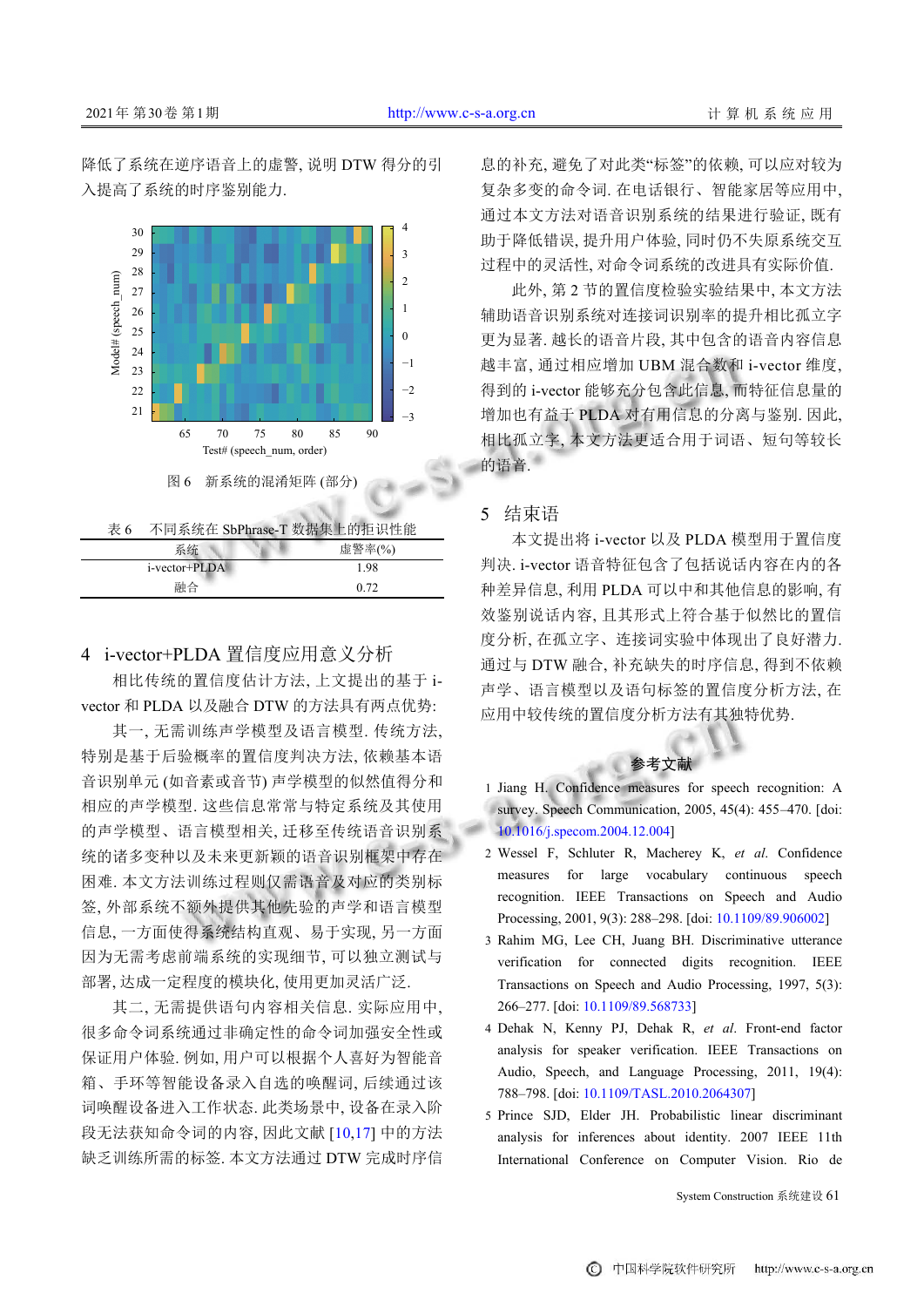降低了系统在逆序语音上的虚警, 说明 DTW 得分的引入提高了系统的时序鉴别能力.

图 6　新系统的混淆矩阵 (部分)

表 6　不同系统在 SbPhrase-T 数据集上的拒识性能

| 系统 | 虚警率(%) |
| --- | --- |
| i-vector+PLDA | 1.98 |
| 融合 | 0.72 |

## 4　i-vector+PLDA 置信度应用意义分析

相比传统的置信度估计方法, 上文提出的基于 i-vector 和 PLDA 以及融合 DTW 的方法具有两点优势:

其一, 无需训练声学模型及语言模型. 传统方法, 特别是基于后验概率的置信度判决方法, 依赖基本语音识别单元 (如音素或音节) 声学模型的似然值得分和相应的声学模型. 这些信息常常与特定系统及其使用的声学模型、语言模型相关, 迁移至传统语音识别系统的诸多变种以及未来更新颖的语音识别框架中存在困难. 本文方法训练过程则仅需语音及对应的类别标签, 外部系统不额外提供其他先验的声学和语言模型信息, 一方面使得系统结构直观、易于实现, 另一方面因为无需考虑前端系统的实现细节, 可以独立测试与部署, 达成一定程度的模块化, 使用更加灵活广泛.

其二, 无需提供语句内容相关信息. 实际应用中, 很多命令词系统通过非确定性的命令词加强安全性或保证用户体验. 例如, 用户可以根据个人喜好为智能音箱、手环等智能设备录入自选的唤醒词, 后续通过该词唤醒设备进入工作状态. 此类场景中, 设备在录入阶段无法获知命令词的内容, 因此文献 [10,17] 中的方法缺乏训练所需的标签. 本文方法通过 DTW 完成时序信息的补充, 避免了对此类"标签"的依赖, 可以应对较为复杂多变的命令词. 在电话银行、智能家居等应用中, 通过本文方法对语音识别系统的结果进行验证, 既有助于降低错误, 提升用户体验, 同时仍不失原系统交互过程中的灵活性, 对命令词系统的改进具有实际价值.

此外, 第 2 节的置信度检验实验结果中, 本文方法辅助语音识别系统对连接词识别率的提升相比孤立字更为显著. 越长的语音片段, 其中包含的语音内容信息越丰富, 通过相应增加 UBM 混合数和 i-vector 维度, 得到的 i-vector 能够充分包含此信息, 而特征信息量的增加也有益于 PLDA 对有用信息的分离与鉴别. 因此, 相比孤立字, 本文方法更适合用于词语、短句等较长的语音.

## 5　结束语

本文提出将 i-vector 以及 PLDA 模型用于置信度判决. i-vector 语音特征包含了包括说话内容在内的各种差异信息, 利用 PLDA 可以中和其他信息的影响, 有效鉴别说话内容, 且其形式上符合基于似然比的置信度分析, 在孤立字、连接词实验中体现出了良好潜力. 通过与 DTW 融合, 补充缺失的时序信息, 得到不依赖声学、语言模型以及语句标签的置信度分析方法, 在应用中较传统的置信度分析方法有其独特优势.

### 参考文献

1 Jiang H. Confidence measures for speech recognition: A survey. Speech Communication, 2005, 45(4): 455–470. [doi: 10.1016/j.specom.2004.12.004]

2 Wessel F, Schluter R, Macherey K, *et al*. Confidence measures for large vocabulary continuous speech recognition. IEEE Transactions on Speech and Audio Processing, 2001, 9(3): 288–298. [doi: 10.1109/89.906002]

3 Rahim MG, Lee CH, Juang BH. Discriminative utterance verification for connected digits recognition. IEEE Transactions on Speech and Audio Processing, 1997, 5(3): 266–277. [doi: 10.1109/89.568733]

4 Dehak N, Kenny PJ, Dehak R, *et al*. Front-end factor analysis for speaker verification. IEEE Transactions on Audio, Speech, and Language Processing, 2011, 19(4): 788–798. [doi: 10.1109/TASL.2010.2064307]

5 Prince SJD, Elder JH. Probabilistic linear discriminant analysis for inferences about identity. 2007 IEEE 11th International Conference on Computer Vision. Rio de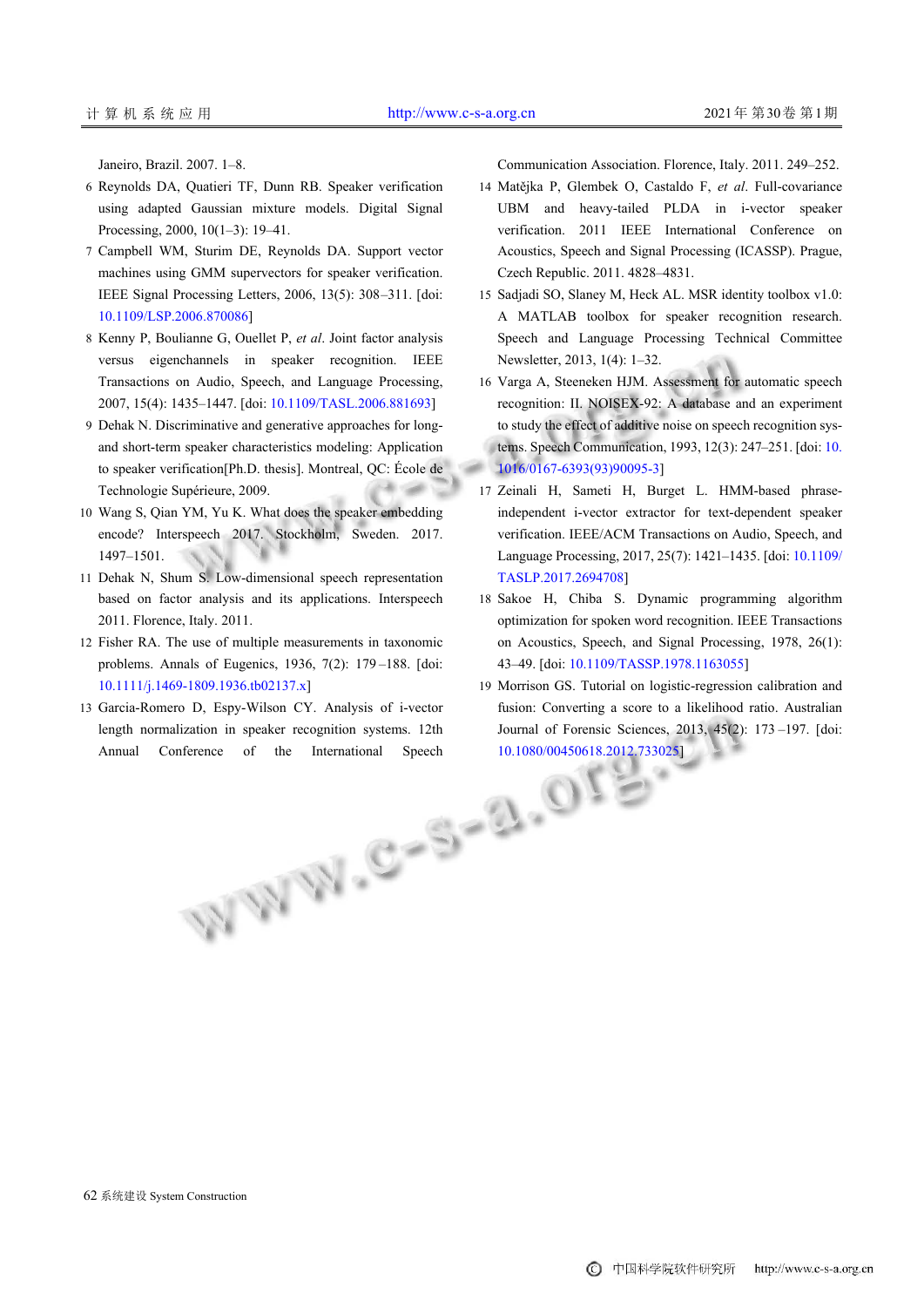Janeiro, Brazil. 2007. 1–8.

6 Reynolds DA, Quatieri TF, Dunn RB. Speaker verification using adapted Gaussian mixture models. Digital Signal Processing, 2000, 10(1–3): 19–41.

7 Campbell WM, Sturim DE, Reynolds DA. Support vector machines using GMM supervectors for speaker verification. IEEE Signal Processing Letters, 2006, 13(5): 308–311. [doi: 10.1109/LSP.2006.870086]

8 Kenny P, Boulianne G, Ouellet P, *et al*. Joint factor analysis versus eigenchannels in speaker recognition. IEEE Transactions on Audio, Speech, and Language Processing, 2007, 15(4): 1435–1447. [doi: 10.1109/TASL.2006.881693]

9 Dehak N. Discriminative and generative approaches for long- and short-term speaker characteristics modeling: Application to speaker verification[Ph.D. thesis]. Montreal, QC: École de Technologie Supérieure, 2009.

10 Wang S, Qian YM, Yu K. What does the speaker embedding encode? Interspeech 2017. Stockholm, Sweden. 2017. 1497–1501.

11 Dehak N, Shum S. Low-dimensional speech representation based on factor analysis and its applications. Interspeech 2011. Florence, Italy. 2011.

12 Fisher RA. The use of multiple measurements in taxonomic problems. Annals of Eugenics, 1936, 7(2): 179–188. [doi: 10.1111/j.1469-1809.1936.tb02137.x]

13 Garcia-Romero D, Espy-Wilson CY. Analysis of i-vector length normalization in speaker recognition systems. 12th Annual Conference of the International Speech Communication Association. Florence, Italy. 2011. 249–252.

14 Matějka P, Glembek O, Castaldo F, *et al*. Full-covariance UBM and heavy-tailed PLDA in i-vector speaker verification. 2011 IEEE International Conference on Acoustics, Speech and Signal Processing (ICASSP). Prague, Czech Republic. 2011. 4828–4831.

15 Sadjadi SO, Slaney M, Heck AL. MSR identity toolbox v1.0: A MATLAB toolbox for speaker recognition research. Speech and Language Processing Technical Committee Newsletter, 2013, 1(4): 1–32.

16 Varga A, Steeneken HJM. Assessment for automatic speech recognition: II. NOISEX-92: A database and an experiment to study the effect of additive noise on speech recognition systems. Speech Communication, 1993, 12(3): 247–251. [doi: 10.1016/0167-6393(93)90095-3]

17 Zeinali H, Sameti H, Burget L. HMM-based phrase-independent i-vector extractor for text-dependent speaker verification. IEEE/ACM Transactions on Audio, Speech, and Language Processing, 2017, 25(7): 1421–1435. [doi: 10.1109/TASLP.2017.2694708]

18 Sakoe H, Chiba S. Dynamic programming algorithm optimization for spoken word recognition. IEEE Transactions on Acoustics, Speech, and Signal Processing, 1978, 26(1): 43–49. [doi: 10.1109/TASSP.1978.1163055]

19 Morrison GS. Tutorial on logistic-regression calibration and fusion: Converting a score to a likelihood ratio. Australian Journal of Forensic Sciences, 2013, 45(2): 173–197. [doi: 10.1080/00450618.2012.733025]